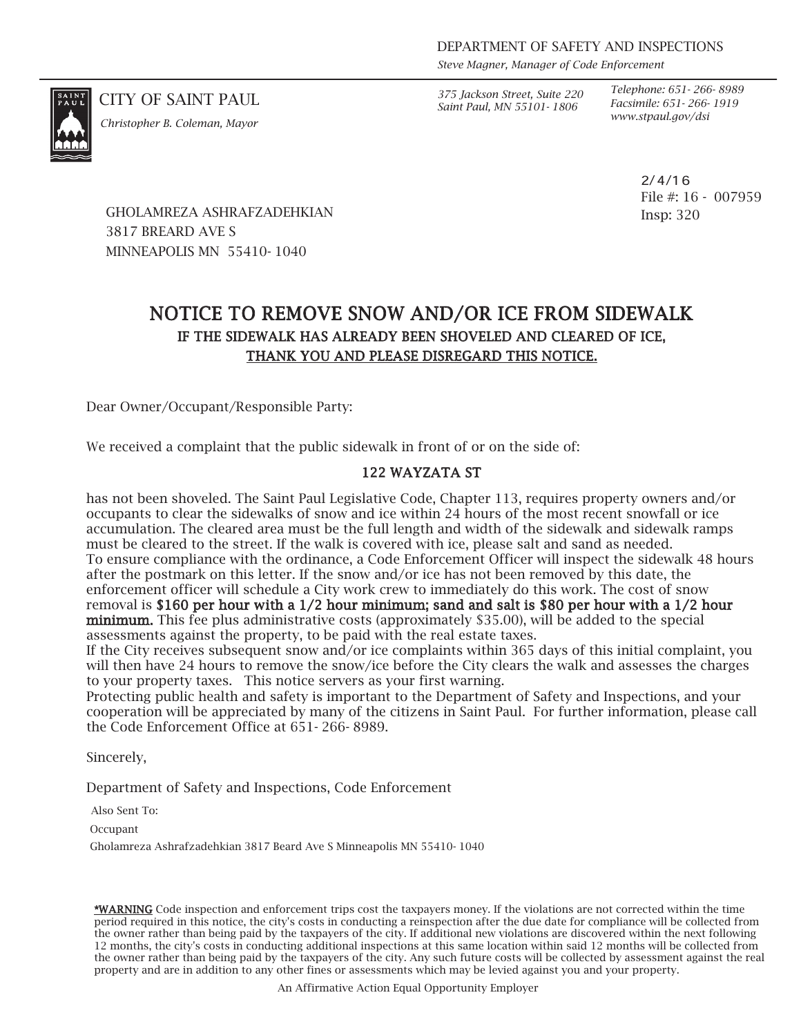DEPARTMENT OF SAFETY AND INSPECTIONS

*Steve Magner, Manager of Code Enforcement*

CITY OF SAINT PAUL

*Christopher B. Coleman, Mayor*

*375 Jackson Street, Suite 220*
*Saint Paul, MN 55101- 1806*

*Telephone: 651- 266- 8989*
*Facsimile: 651- 266- 1919*
*www.stpaul.gov/dsi*

2/4/16
File #: 16 - 007959
Insp: 320

GHOLAMREZA ASHRAFZADEHKIAN
3817 BREARD AVE S
MINNEAPOLIS MN 55410- 1040

# NOTICE TO REMOVE SNOW AND/OR ICE FROM SIDEWALK

## IF THE SIDEWALK HAS ALREADY BEEN SHOVELED AND CLEARED OF ICE, THANK YOU AND PLEASE DISREGARD THIS NOTICE.

Dear Owner/Occupant/Responsible Party:

We received a complaint that the public sidewalk in front of or on the side of:

**122 WAYZATA ST**

has not been shoveled. The Saint Paul Legislative Code, Chapter 113, requires property owners and/or occupants to clear the sidewalks of snow and ice within 24 hours of the most recent snowfall or ice accumulation. The cleared area must be the full length and width of the sidewalk and sidewalk ramps must be cleared to the street. If the walk is covered with ice, please salt and sand as needed.
To ensure compliance with the ordinance, a Code Enforcement Officer will inspect the sidewalk 48 hours after the postmark on this letter. If the snow and/or ice has not been removed by this date, the enforcement officer will schedule a City work crew to immediately do this work. The cost of snow removal is **$160 per hour with a 1/2 hour minimum; sand and salt is $80 per hour with a 1/2 hour minimum.** This fee plus administrative costs (approximately $35.00), will be added to the special assessments against the property, to be paid with the real estate taxes.
If the City receives subsequent snow and/or ice complaints within 365 days of this initial complaint, you will then have 24 hours to remove the snow/ice before the City clears the walk and assesses the charges to your property taxes. This notice servers as your first warning.
Protecting public health and safety is important to the Department of Safety and Inspections, and your cooperation will be appreciated by many of the citizens in Saint Paul. For further information, please call the Code Enforcement Office at 651- 266- 8989.

Sincerely,

Department of Safety and Inspections, Code Enforcement

Also Sent To:

Occupant

Gholamreza Ashrafzadehkian 3817 Beard Ave S Minneapolis MN 55410- 1040

*WARNING Code inspection and enforcement trips cost the taxpayers money. If the violations are not corrected within the time period required in this notice, the city's costs in conducting a reinspection after the due date for compliance will be collected from the owner rather than being paid by the taxpayers of the city. If additional new violations are discovered within the next following 12 months, the city's costs in conducting additional inspections at this same location within said 12 months will be collected from the owner rather than being paid by the taxpayers of the city. Any such future costs will be collected by assessment against the real property and are in addition to any other fines or assessments which may be levied against you and your property.

An Affirmative Action Equal Opportunity Employer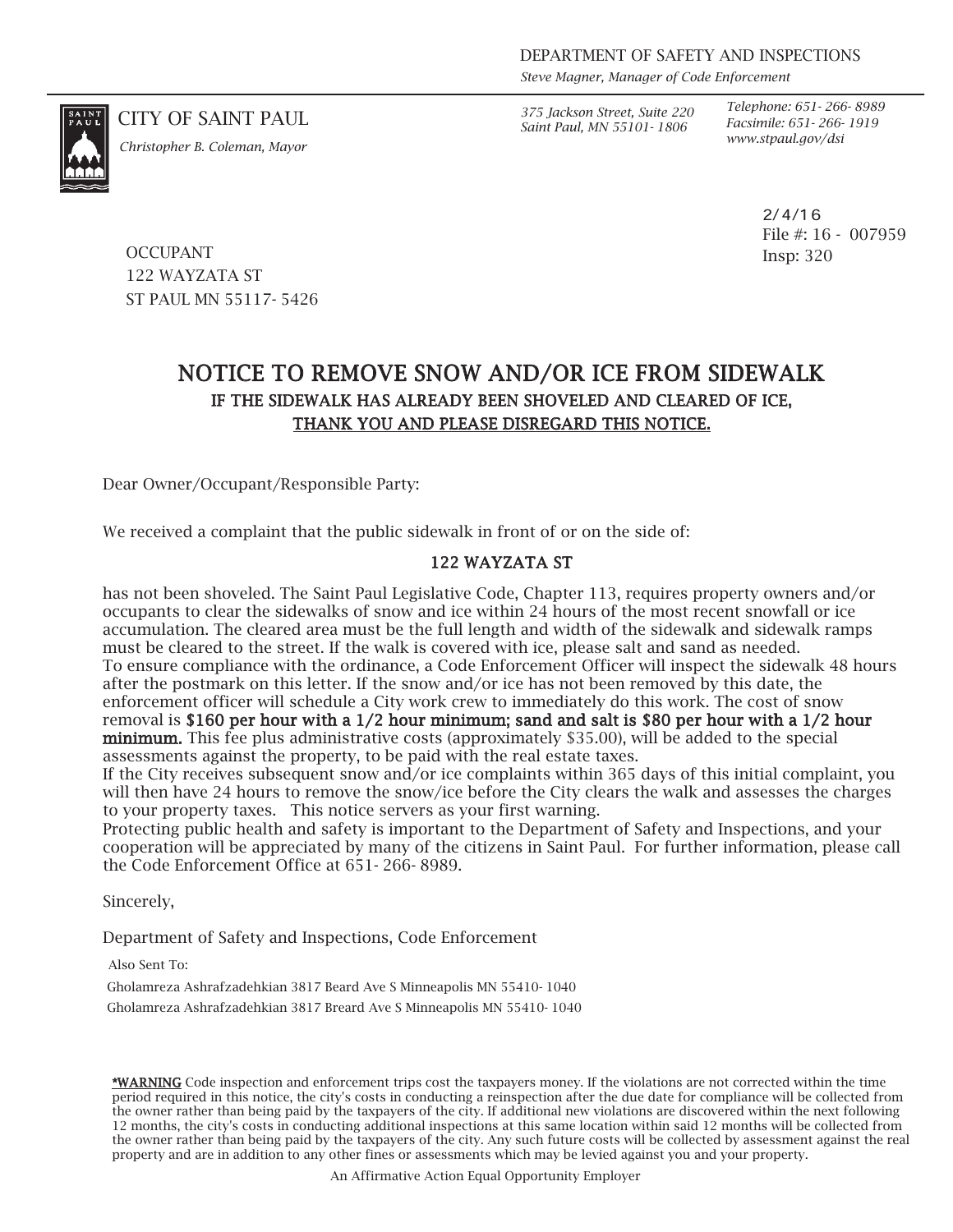DEPARTMENT OF SAFETY AND INSPECTIONS
*Steve Magner, Manager of Code Enforcement*

CITY OF SAINT PAUL
*Christopher B. Coleman, Mayor*

*375 Jackson Street, Suite 220*
*Saint Paul, MN 55101- 1806*

*Telephone: 651- 266- 8989*
*Facsimile: 651- 266- 1919*
*www.stpaul.gov/dsi*

2/4/16
File #: 16 - 007959
Insp: 320

OCCUPANT
122 WAYZATA ST
ST PAUL MN 55117- 5426

# NOTICE TO REMOVE SNOW AND/OR ICE FROM SIDEWALK

## IF THE SIDEWALK HAS ALREADY BEEN SHOVELED AND CLEARED OF ICE, THANK YOU AND PLEASE DISREGARD THIS NOTICE.

Dear Owner/Occupant/Responsible Party:

We received a complaint that the public sidewalk in front of or on the side of:

**122 WAYZATA ST**

has not been shoveled. The Saint Paul Legislative Code, Chapter 113, requires property owners and/or occupants to clear the sidewalks of snow and ice within 24 hours of the most recent snowfall or ice accumulation. The cleared area must be the full length and width of the sidewalk and sidewalk ramps must be cleared to the street. If the walk is covered with ice, please salt and sand as needed.
To ensure compliance with the ordinance, a Code Enforcement Officer will inspect the sidewalk 48 hours after the postmark on this letter. If the snow and/or ice has not been removed by this date, the enforcement officer will schedule a City work crew to immediately do this work. The cost of snow removal is **$160 per hour with a 1/2 hour minimum; sand and salt is $80 per hour with a 1/2 hour minimum.** This fee plus administrative costs (approximately $35.00), will be added to the special assessments against the property, to be paid with the real estate taxes.
If the City receives subsequent snow and/or ice complaints within 365 days of this initial complaint, you will then have 24 hours to remove the snow/ice before the City clears the walk and assesses the charges to your property taxes. This notice servers as your first warning.
Protecting public health and safety is important to the Department of Safety and Inspections, and your cooperation will be appreciated by many of the citizens in Saint Paul. For further information, please call the Code Enforcement Office at 651- 266- 8989.

Sincerely,

Department of Safety and Inspections, Code Enforcement

Also Sent To:

Gholamreza Ashrafzadehkian 3817 Beard Ave S Minneapolis MN 55410- 1040
Gholamreza Ashrafzadehkian 3817 Breard Ave S Minneapolis MN 55410- 1040

*WARNING Code inspection and enforcement trips cost the taxpayers money. If the violations are not corrected within the time period required in this notice, the city's costs in conducting a reinspection after the due date for compliance will be collected from the owner rather than being paid by the taxpayers of the city. If additional new violations are discovered within the next following 12 months, the city's costs in conducting additional inspections at this same location within said 12 months will be collected from the owner rather than being paid by the taxpayers of the city. Any such future costs will be collected by assessment against the real property and are in addition to any other fines or assessments which may be levied against you and your property.

An Affirmative Action Equal Opportunity Employer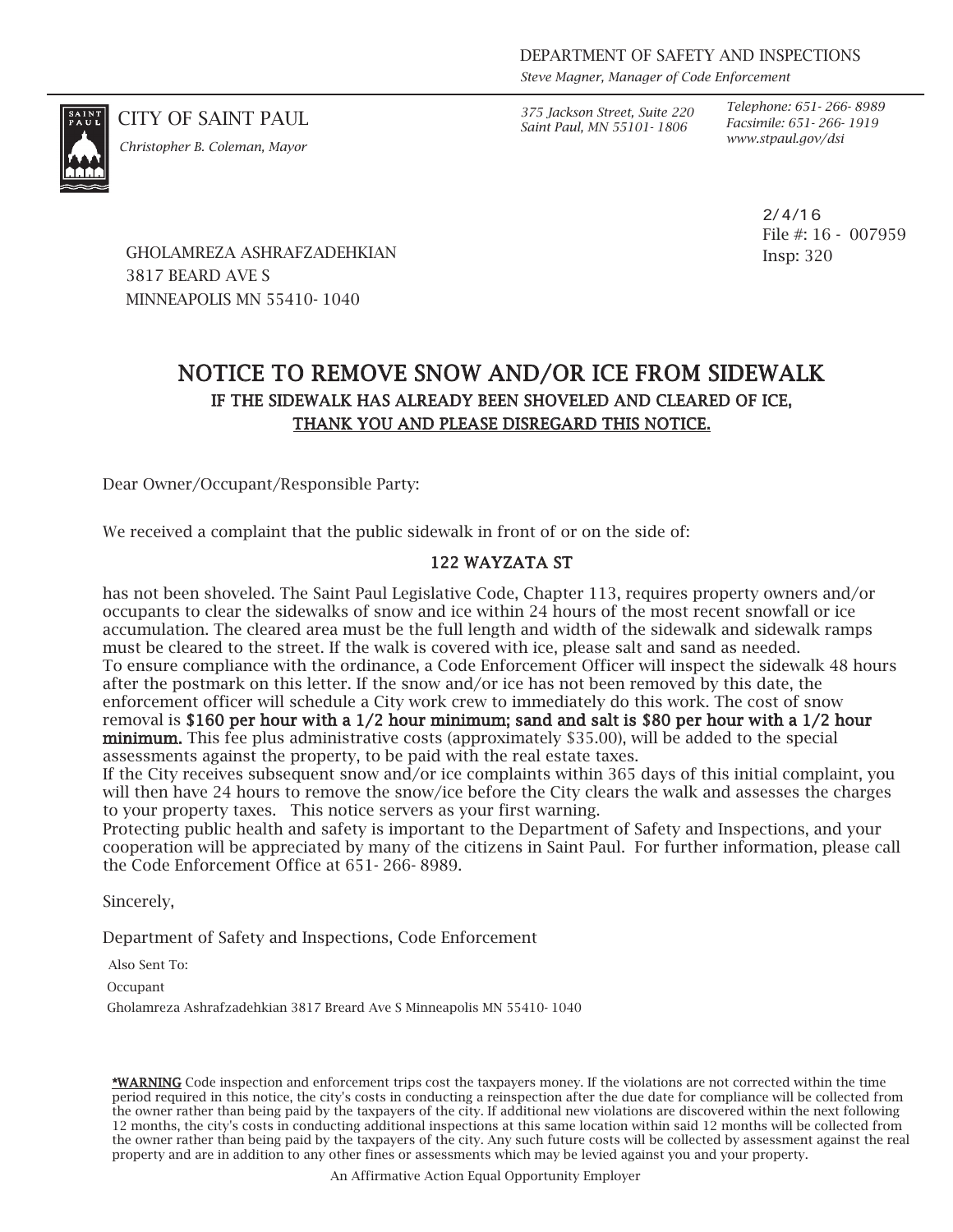DEPARTMENT OF SAFETY AND INSPECTIONS
*Steve Magner, Manager of Code Enforcement*

CITY OF SAINT PAUL
*Christopher B. Coleman, Mayor*

*375 Jackson Street, Suite 220*
*Saint Paul, MN 55101-1806*

*Telephone: 651-266-8989*
*Facsimile: 651-266-1919*
*www.stpaul.gov/dsi*

2/4/16
File #: 16 - 007959
Insp: 320

GHOLAMREZA ASHRAFZADEHKIAN
3817 BEARD AVE S
MINNEAPOLIS MN 55410-1040

# NOTICE TO REMOVE SNOW AND/OR ICE FROM SIDEWALK

## IF THE SIDEWALK HAS ALREADY BEEN SHOVELED AND CLEARED OF ICE, THANK YOU AND PLEASE DISREGARD THIS NOTICE.

Dear Owner/Occupant/Responsible Party:

We received a complaint that the public sidewalk in front of or on the side of:

**122 WAYZATA ST**

has not been shoveled. The Saint Paul Legislative Code, Chapter 113, requires property owners and/or occupants to clear the sidewalks of snow and ice within 24 hours of the most recent snowfall or ice accumulation. The cleared area must be the full length and width of the sidewalk and sidewalk ramps must be cleared to the street. If the walk is covered with ice, please salt and sand as needed.
To ensure compliance with the ordinance, a Code Enforcement Officer will inspect the sidewalk 48 hours after the postmark on this letter. If the snow and/or ice has not been removed by this date, the enforcement officer will schedule a City work crew to immediately do this work. The cost of snow removal is **$160 per hour with a 1/2 hour minimum; sand and salt is $80 per hour with a 1/2 hour minimum.** This fee plus administrative costs (approximately $35.00), will be added to the special assessments against the property, to be paid with the real estate taxes.
If the City receives subsequent snow and/or ice complaints within 365 days of this initial complaint, you will then have 24 hours to remove the snow/ice before the City clears the walk and assesses the charges to your property taxes. This notice servers as your first warning.
Protecting public health and safety is important to the Department of Safety and Inspections, and your cooperation will be appreciated by many of the citizens in Saint Paul. For further information, please call the Code Enforcement Office at 651-266-8989.

Sincerely,

Department of Safety and Inspections, Code Enforcement

Also Sent To:
Occupant
Gholamreza Ashrafzadehkian 3817 Breard Ave S Minneapolis MN 55410-1040

*WARNING Code inspection and enforcement trips cost the taxpayers money. If the violations are not corrected within the time period required in this notice, the city's costs in conducting a reinspection after the due date for compliance will be collected from the owner rather than being paid by the taxpayers of the city. If additional new violations are discovered within the next following 12 months, the city's costs in conducting additional inspections at this same location within said 12 months will be collected from the owner rather than being paid by the taxpayers of the city. Any such future costs will be collected by assessment against the real property and are in addition to any other fines or assessments which may be levied against you and your property.

An Affirmative Action Equal Opportunity Employer